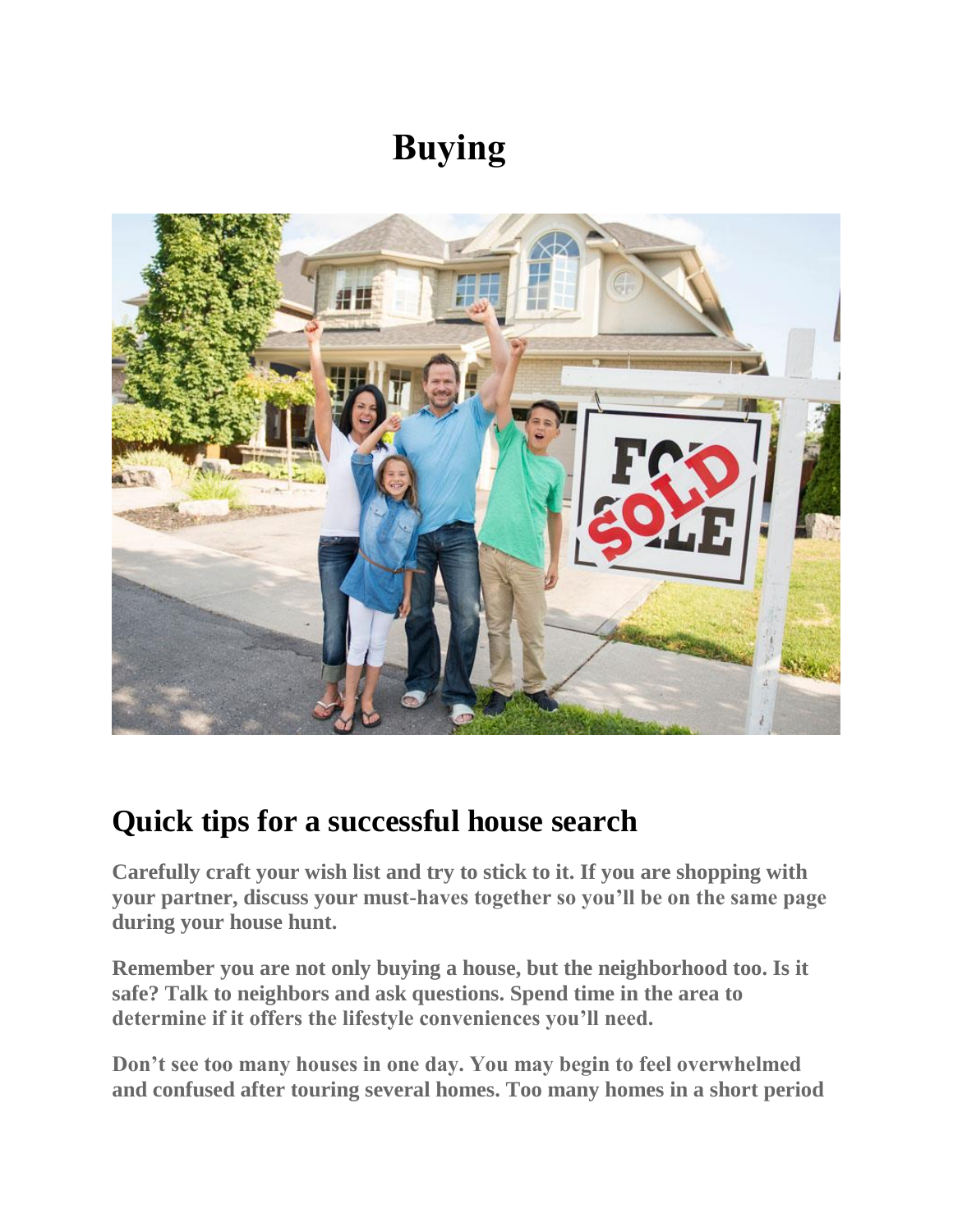# Buying

## Quick tips for a successful house search

**Carefully craft your wish list and try to stick to it. If you are shopping with your partner, discuss your must-haves together so you'll be on the same page during your house hunt.**

**Remember you are not only buying a house, but the neighborhood too. Is it safe? Talk to neighbors and ask questions. Spend time in the area to determine if it offers the lifestyle conveniences you'll need.**

**Don't see too many houses in one day. You may begin to feel overwhelmed and confused after touring several homes. Too many homes in a short period**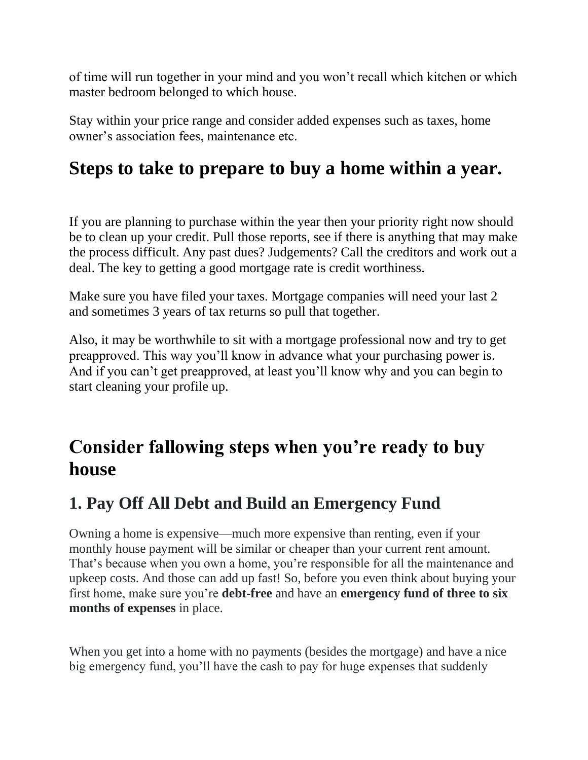of time will run together in your mind and you won't recall which kitchen or which master bedroom belonged to which house.

Stay within your price range and consider added expenses such as taxes, home owner's association fees, maintenance etc.

# Steps to take to prepare to buy a home within a year.

If you are planning to purchase within the year then your priority right now should be to clean up your credit. Pull those reports, see if there is anything that may make the process difficult. Any past dues? Judgements? Call the creditors and work out a deal. The key to getting a good mortgage rate is credit worthiness.

Make sure you have filed your taxes. Mortgage companies will need your last 2 and sometimes 3 years of tax returns so pull that together.

Also, it may be worthwhile to sit with a mortgage professional now and try to get preapproved. This way you'll know in advance what your purchasing power is. And if you can't get preapproved, at least you'll know why and you can begin to start cleaning your profile up.

# Consider fallowing steps when you're ready to buy house

## 1. Pay Off All Debt and Build an Emergency Fund

Owning a home is expensive—much more expensive than renting, even if your monthly house payment will be similar or cheaper than your current rent amount. That's because when you own a home, you're responsible for all the maintenance and upkeep costs. And those can add up fast! So, before you even think about buying your first home, make sure you're **debt-free** and have an **emergency fund of three to six months of expenses** in place.

When you get into a home with no payments (besides the mortgage) and have a nice big emergency fund, you'll have the cash to pay for huge expenses that suddenly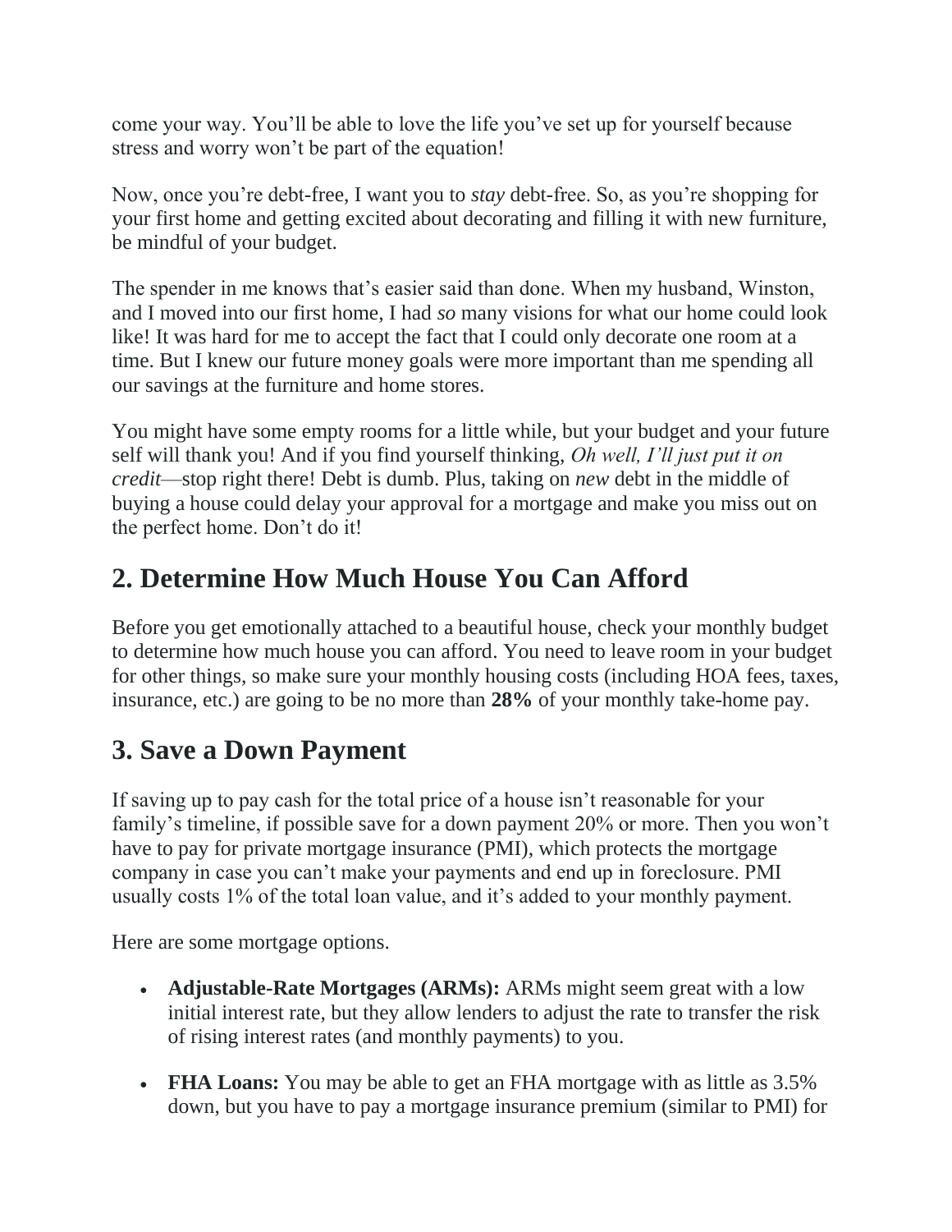come your way. You'll be able to love the life you've set up for yourself because stress and worry won't be part of the equation!

Now, once you're debt-free, I want you to *stay* debt-free. So, as you're shopping for your first home and getting excited about decorating and filling it with new furniture, be mindful of your budget.

The spender in me knows that's easier said than done. When my husband, Winston, and I moved into our first home, I had *so* many visions for what our home could look like! It was hard for me to accept the fact that I could only decorate one room at a time. But I knew our future money goals were more important than me spending all our savings at the furniture and home stores.

You might have some empty rooms for a little while, but your budget and your future self will thank you! And if you find yourself thinking, *Oh well, I'll just put it on credit*—stop right there! Debt is dumb. Plus, taking on *new* debt in the middle of buying a house could delay your approval for a mortgage and make you miss out on the perfect home. Don't do it!

## 2. Determine How Much House You Can Afford

Before you get emotionally attached to a beautiful house, check your monthly budget to determine how much house you can afford. You need to leave room in your budget for other things, so make sure your monthly housing costs (including HOA fees, taxes, insurance, etc.) are going to be no more than **28%** of your monthly take-home pay.

## 3. Save a Down Payment

If saving up to pay cash for the total price of a house isn't reasonable for your family's timeline, if possible save for a down payment 20% or more. Then you won't have to pay for private mortgage insurance (PMI), which protects the mortgage company in case you can't make your payments and end up in foreclosure. PMI usually costs 1% of the total loan value, and it's added to your monthly payment.

Here are some mortgage options.

- **Adjustable-Rate Mortgages (ARMs):** ARMs might seem great with a low initial interest rate, but they allow lenders to adjust the rate to transfer the risk of rising interest rates (and monthly payments) to you.
- **FHA Loans:** You may be able to get an FHA mortgage with as little as 3.5% down, but you have to pay a mortgage insurance premium (similar to PMI) for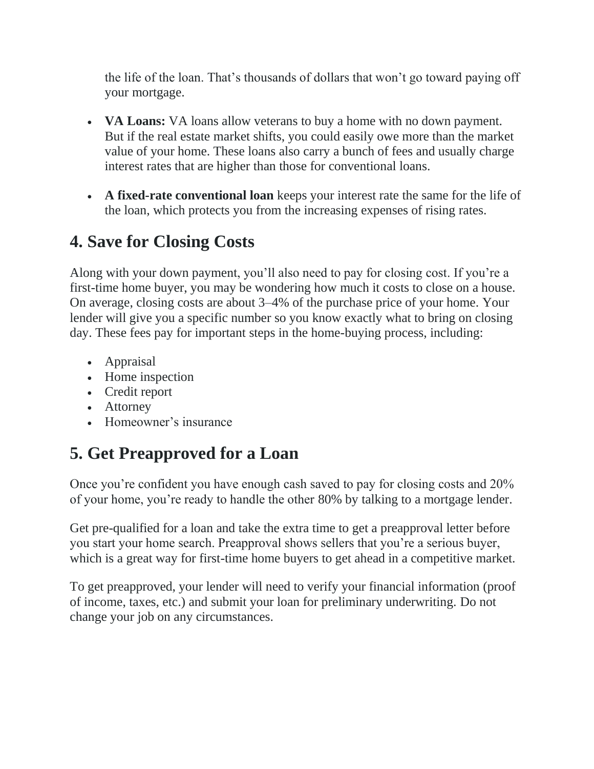the life of the loan. That's thousands of dollars that won't go toward paying off your mortgage.

- **VA Loans:** VA loans allow veterans to buy a home with no down payment. But if the real estate market shifts, you could easily owe more than the market value of your home. These loans also carry a bunch of fees and usually charge interest rates that are higher than those for conventional loans.

- **A fixed-rate conventional loan** keeps your interest rate the same for the life of the loan, which protects you from the increasing expenses of rising rates.

## 4. Save for Closing Costs

Along with your down payment, you'll also need to pay for closing cost. If you're a first-time home buyer, you may be wondering how much it costs to close on a house. On average, closing costs are about 3–4% of the purchase price of your home. Your lender will give you a specific number so you know exactly what to bring on closing day. These fees pay for important steps in the home-buying process, including:

- Appraisal
- Home inspection
- Credit report
- Attorney
- Homeowner's insurance

## 5. Get Preapproved for a Loan

Once you're confident you have enough cash saved to pay for closing costs and 20% of your home, you're ready to handle the other 80% by talking to a mortgage lender.

Get pre-qualified for a loan and take the extra time to get a preapproval letter before you start your home search. Preapproval shows sellers that you're a serious buyer, which is a great way for first-time home buyers to get ahead in a competitive market.

To get preapproved, your lender will need to verify your financial information (proof of income, taxes, etc.) and submit your loan for preliminary underwriting. Do not change your job on any circumstances.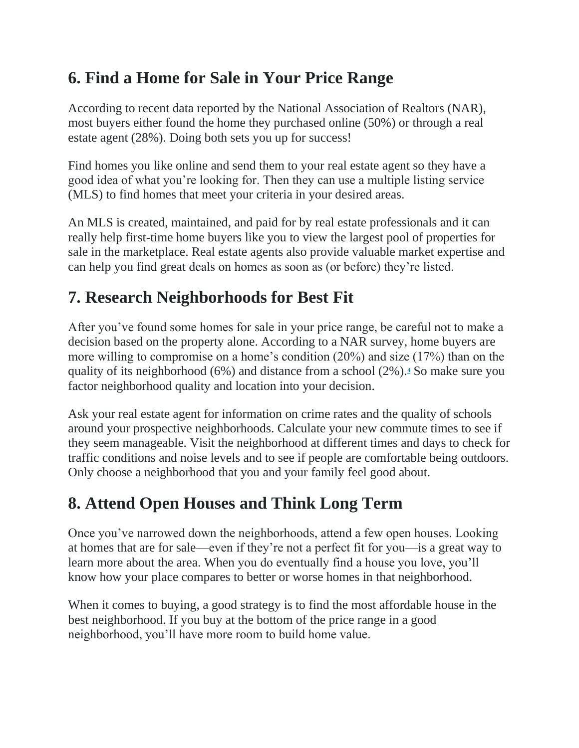## 6. Find a Home for Sale in Your Price Range

According to recent data reported by the National Association of Realtors (NAR), most buyers either found the home they purchased online (50%) or through a real estate agent (28%). Doing both sets you up for success!

Find homes you like online and send them to your real estate agent so they have a good idea of what you're looking for. Then they can use a multiple listing service (MLS) to find homes that meet your criteria in your desired areas.

An MLS is created, maintained, and paid for by real estate professionals and it can really help first-time home buyers like you to view the largest pool of properties for sale in the marketplace. Real estate agents also provide valuable market expertise and can help you find great deals on homes as soon as (or before) they're listed.

## 7. Research Neighborhoods for Best Fit

After you've found some homes for sale in your price range, be careful not to make a decision based on the property alone. According to a NAR survey, home buyers are more willing to compromise on a home's condition (20%) and size (17%) than on the quality of its neighborhood (6%) and distance from a school (2%).[4] So make sure you factor neighborhood quality and location into your decision.

Ask your real estate agent for information on crime rates and the quality of schools around your prospective neighborhoods. Calculate your new commute times to see if they seem manageable. Visit the neighborhood at different times and days to check for traffic conditions and noise levels and to see if people are comfortable being outdoors. Only choose a neighborhood that you and your family feel good about.

## 8. Attend Open Houses and Think Long Term

Once you've narrowed down the neighborhoods, attend a few open houses. Looking at homes that are for sale—even if they're not a perfect fit for you—is a great way to learn more about the area. When you do eventually find a house you love, you'll know how your place compares to better or worse homes in that neighborhood.

When it comes to buying, a good strategy is to find the most affordable house in the best neighborhood. If you buy at the bottom of the price range in a good neighborhood, you'll have more room to build home value.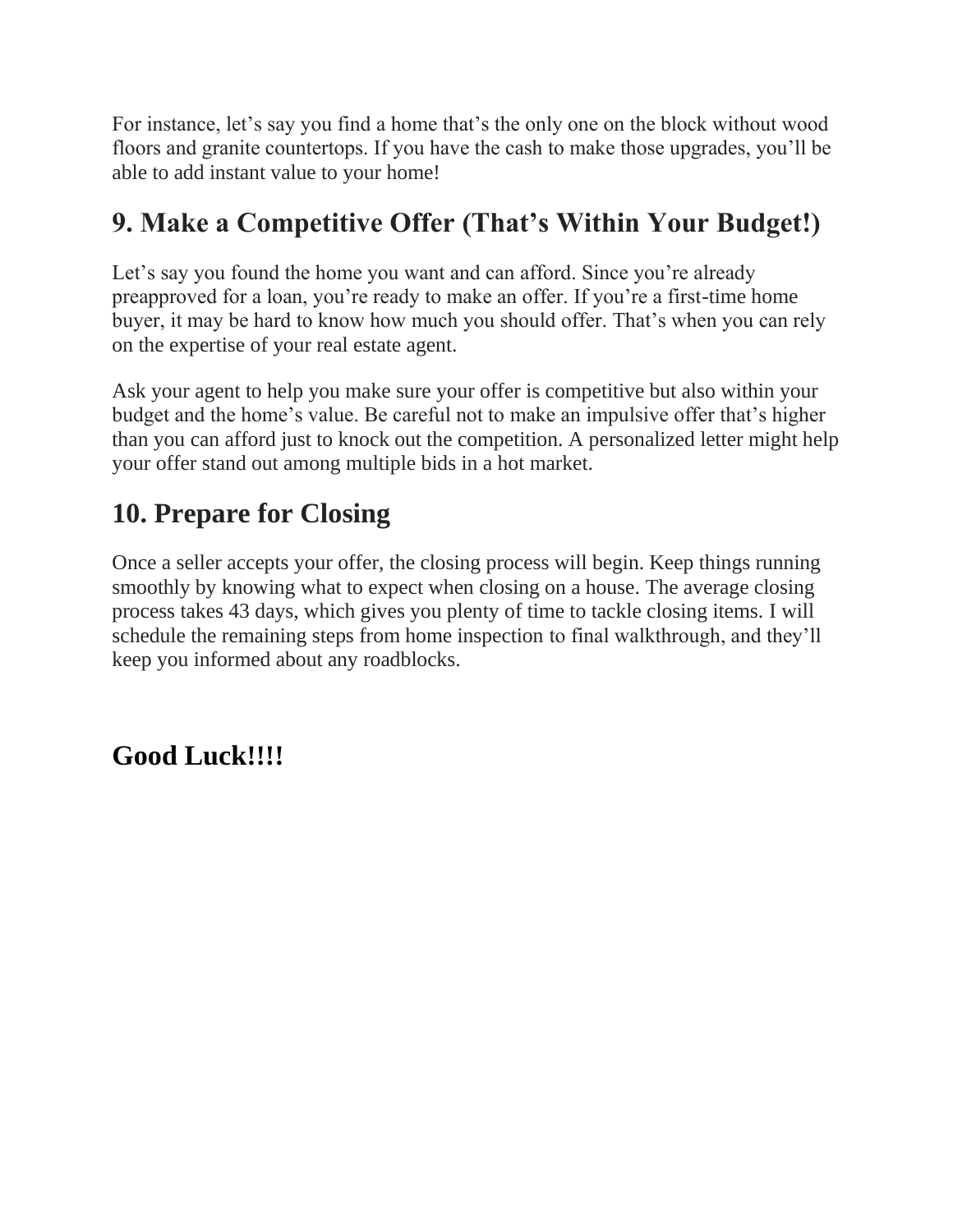For instance, let's say you find a home that's the only one on the block without wood floors and granite countertops. If you have the cash to make those upgrades, you'll be able to add instant value to your home!

## 9. Make a Competitive Offer (That's Within Your Budget!)

Let's say you found the home you want and can afford. Since you're already preapproved for a loan, you're ready to make an offer. If you're a first-time home buyer, it may be hard to know how much you should offer. That's when you can rely on the expertise of your real estate agent.

Ask your agent to help you make sure your offer is competitive but also within your budget and the home's value. Be careful not to make an impulsive offer that's higher than you can afford just to knock out the competition. A personalized letter might help your offer stand out among multiple bids in a hot market.

## 10. Prepare for Closing

Once a seller accepts your offer, the closing process will begin. Keep things running smoothly by knowing what to expect when closing on a house. The average closing process takes 43 days, which gives you plenty of time to tackle closing items. I will schedule the remaining steps from home inspection to final walkthrough, and they'll keep you informed about any roadblocks.

## Good Luck!!!!